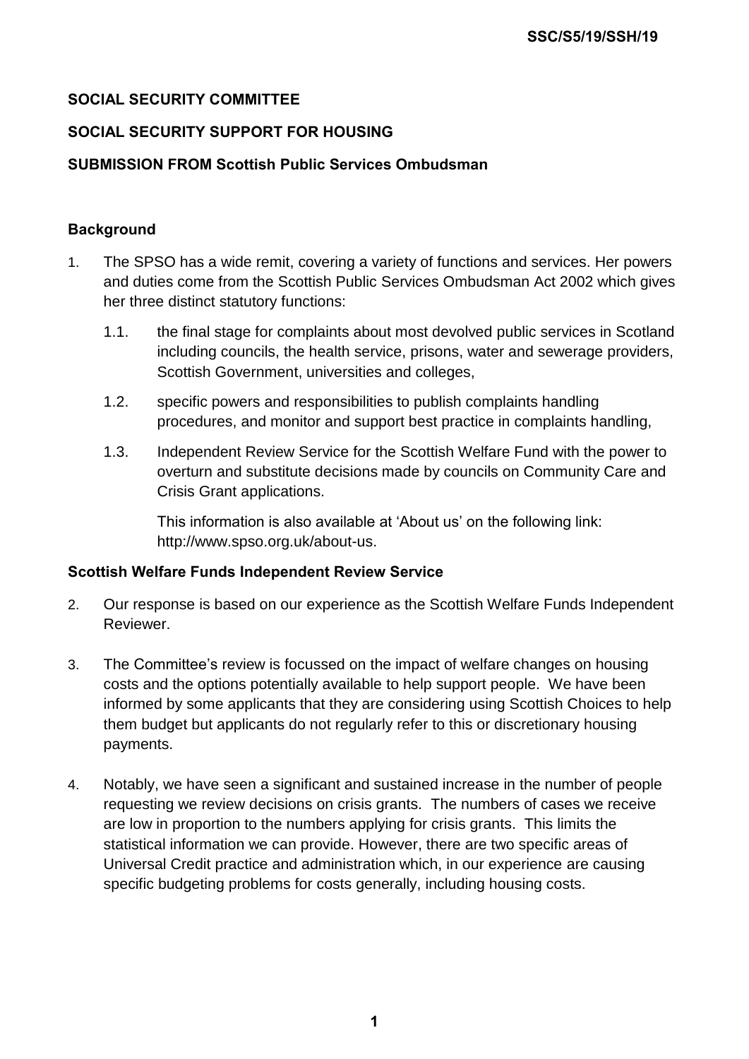**SSC/S5/19/SSH/19**

**SOCIAL SECURITY COMMITTEE**

**SOCIAL SECURITY SUPPORT FOR HOUSING**

**SUBMISSION FROM Scottish Public Services Ombudsman**

## Background

1. The SPSO has a wide remit, covering a variety of functions and services. Her powers and duties come from the Scottish Public Services Ombudsman Act 2002 which gives her three distinct statutory functions:

   1.1. the final stage for complaints about most devolved public services in Scotland including councils, the health service, prisons, water and sewerage providers, Scottish Government, universities and colleges,

   1.2. specific powers and responsibilities to publish complaints handling procedures, and monitor and support best practice in complaints handling,

   1.3. Independent Review Service for the Scottish Welfare Fund with the power to overturn and substitute decisions made by councils on Community Care and Crisis Grant applications.

   This information is also available at 'About us' on the following link: http://www.spso.org.uk/about-us.

## Scottish Welfare Funds Independent Review Service

2. Our response is based on our experience as the Scottish Welfare Funds Independent Reviewer.

3. The Committee's review is focussed on the impact of welfare changes on housing costs and the options potentially available to help support people. We have been informed by some applicants that they are considering using Scottish Choices to help them budget but applicants do not regularly refer to this or discretionary housing payments.

4. Notably, we have seen a significant and sustained increase in the number of people requesting we review decisions on crisis grants. The numbers of cases we receive are low in proportion to the numbers applying for crisis grants. This limits the statistical information we can provide. However, there are two specific areas of Universal Credit practice and administration which, in our experience are causing specific budgeting problems for costs generally, including housing costs.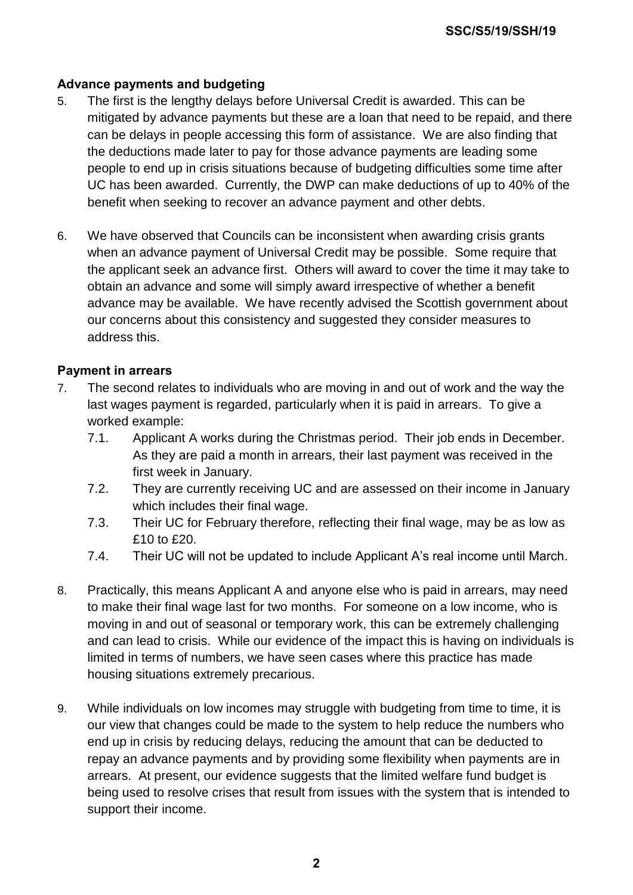## Advance payments and budgeting

5. The first is the lengthy delays before Universal Credit is awarded. This can be mitigated by advance payments but these are a loan that need to be repaid, and there can be delays in people accessing this form of assistance. We are also finding that the deductions made later to pay for those advance payments are leading some people to end up in crisis situations because of budgeting difficulties some time after UC has been awarded. Currently, the DWP can make deductions of up to 40% of the benefit when seeking to recover an advance payment and other debts.

6. We have observed that Councils can be inconsistent when awarding crisis grants when an advance payment of Universal Credit may be possible. Some require that the applicant seek an advance first. Others will award to cover the time it may take to obtain an advance and some will simply award irrespective of whether a benefit advance may be available. We have recently advised the Scottish government about our concerns about this consistency and suggested they consider measures to address this.

## Payment in arrears

7. The second relates to individuals who are moving in and out of work and the way the last wages payment is regarded, particularly when it is paid in arrears. To give a worked example:
   - 7.1. Applicant A works during the Christmas period. Their job ends in December. As they are paid a month in arrears, their last payment was received in the first week in January.
   - 7.2. They are currently receiving UC and are assessed on their income in January which includes their final wage.
   - 7.3. Their UC for February therefore, reflecting their final wage, may be as low as £10 to £20.
   - 7.4. Their UC will not be updated to include Applicant A's real income until March.

8. Practically, this means Applicant A and anyone else who is paid in arrears, may need to make their final wage last for two months. For someone on a low income, who is moving in and out of seasonal or temporary work, this can be extremely challenging and can lead to crisis. While our evidence of the impact this is having on individuals is limited in terms of numbers, we have seen cases where this practice has made housing situations extremely precarious.

9. While individuals on low incomes may struggle with budgeting from time to time, it is our view that changes could be made to the system to help reduce the numbers who end up in crisis by reducing delays, reducing the amount that can be deducted to repay an advance payments and by providing some flexibility when payments are in arrears. At present, our evidence suggests that the limited welfare fund budget is being used to resolve crises that result from issues with the system that is intended to support their income.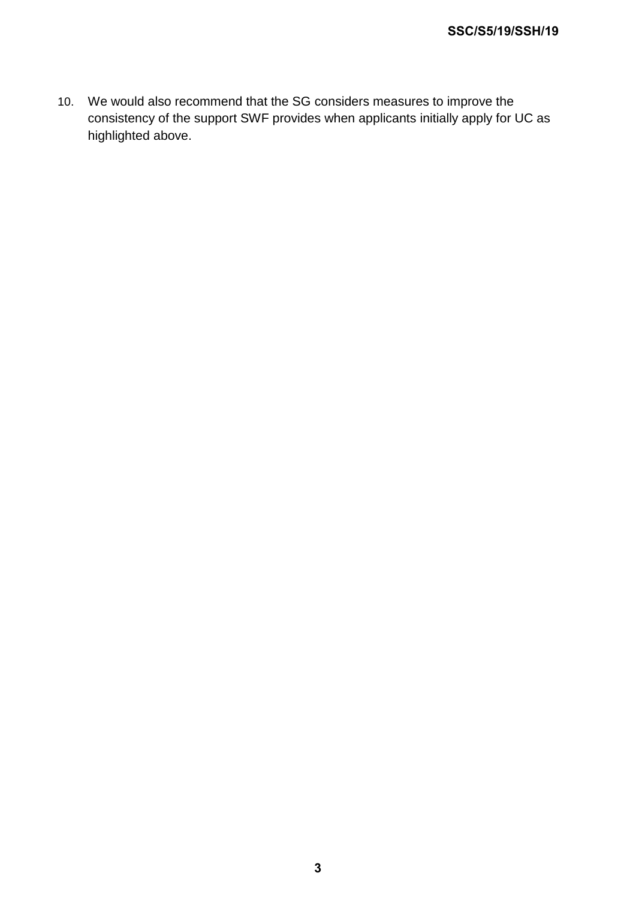10. We would also recommend that the SG considers measures to improve the consistency of the support SWF provides when applicants initially apply for UC as highlighted above.